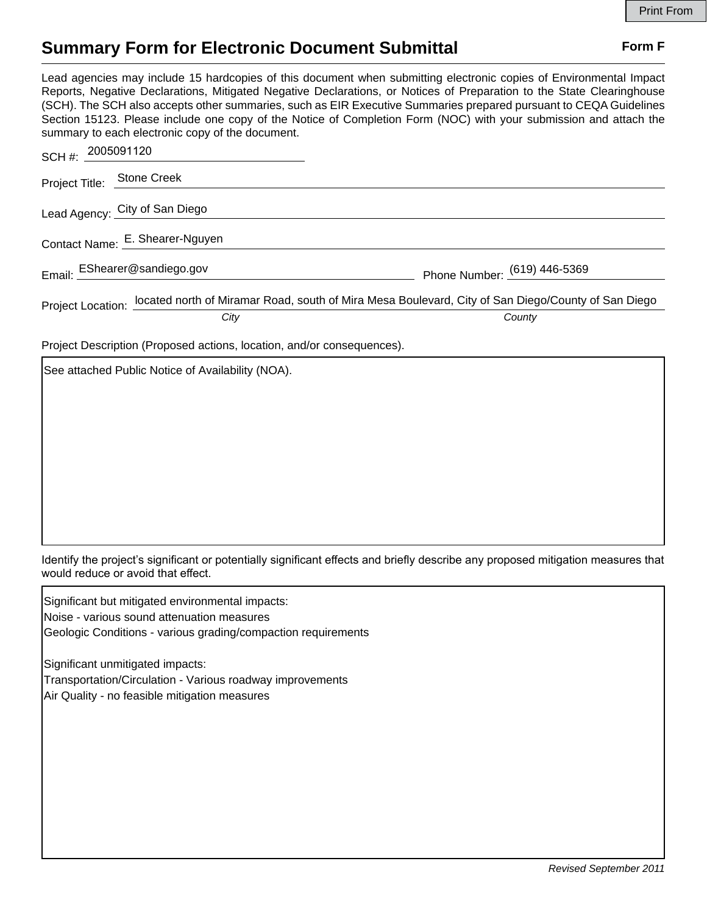Print From

# Summary Form for Electronic Document Submittal

**Form F**

Lead agencies may include 15 hardcopies of this document when submitting electronic copies of Environmental Impact Reports, Negative Declarations, Mitigated Negative Declarations, or Notices of Preparation to the State Clearinghouse (SCH). The SCH also accepts other summaries, such as EIR Executive Summaries prepared pursuant to CEQA Guidelines Section 15123. Please include one copy of the Notice of Completion Form (NOC) with your submission and attach the summary to each electronic copy of the document.

SCH #: 2005091120

Project Title: Stone Creek

Lead Agency: City of San Diego

Contact Name: E. Shearer-Nguyen

Email: EShearer@sandiego.gov

Phone Number: (619) 446-5369

Project Location: located north of Miramar Road, south of Mira Mesa Boulevard, City of San Diego/County of San Diego

*City* *County*

Project Description (Proposed actions, location, and/or consequences).

See attached Public Notice of Availability (NOA).

Identify the project's significant or potentially significant effects and briefly describe any proposed mitigation measures that would reduce or avoid that effect.

Significant but mitigated environmental impacts:
Noise - various sound attenuation measures
Geologic Conditions - various grading/compaction requirements

Significant unmitigated impacts:
Transportation/Circulation - Various roadway improvements
Air Quality - no feasible mitigation measures

*Revised September 2011*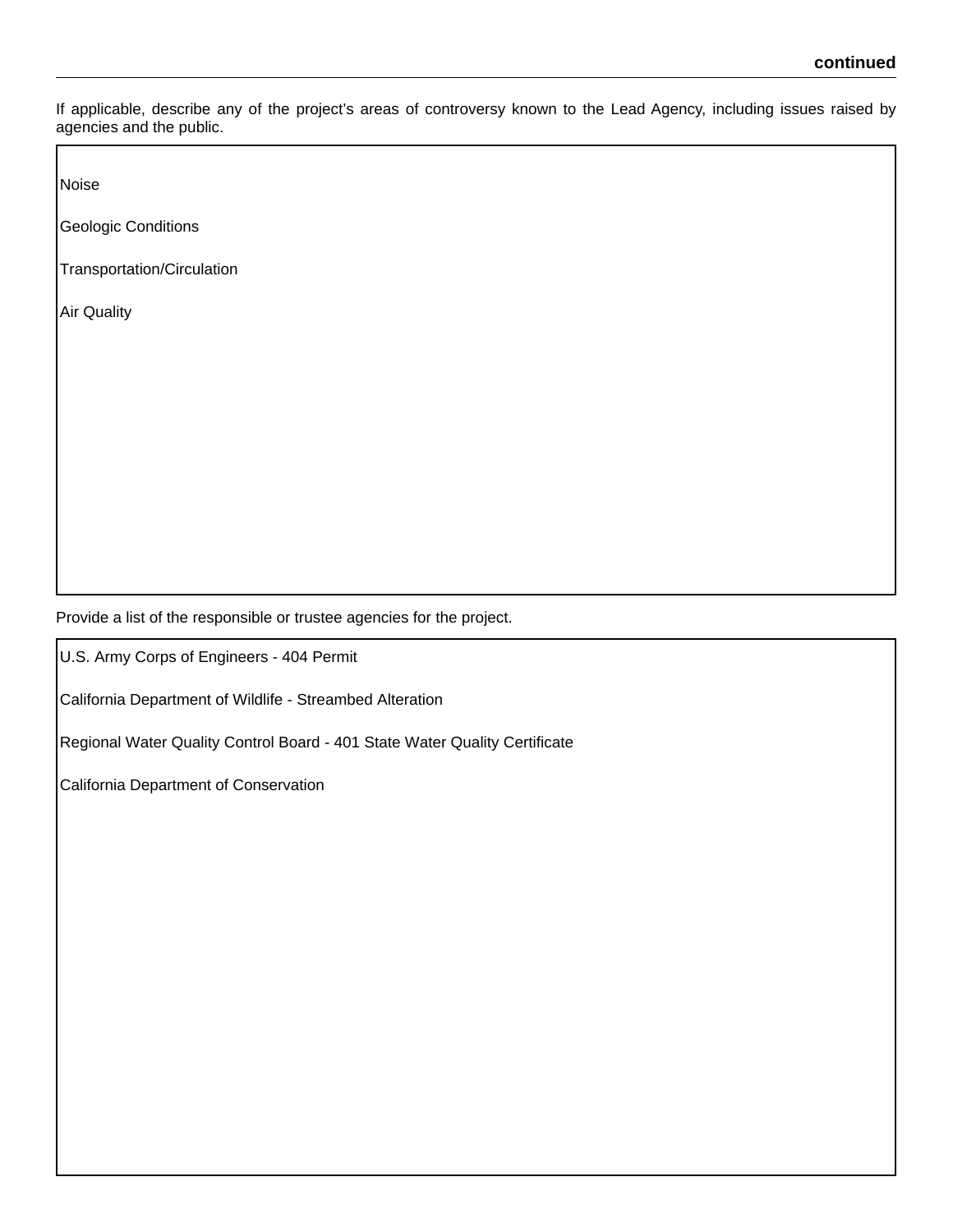**continued**

If applicable, describe any of the project's areas of controversy known to the Lead Agency, including issues raised by agencies and the public.

Noise

Geologic Conditions

Transportation/Circulation

Air Quality

Provide a list of the responsible or trustee agencies for the project.

U.S. Army Corps of Engineers - 404 Permit

California Department of Wildlife - Streambed Alteration

Regional Water Quality Control Board - 401 State Water Quality Certificate

California Department of Conservation